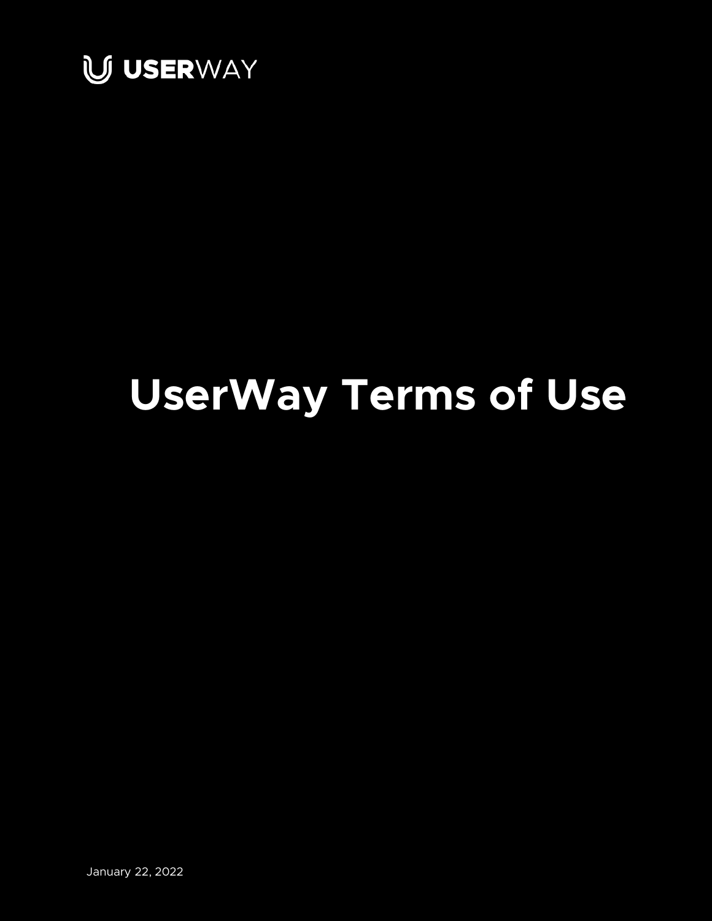USERWAY

# UserWay Terms of Use

January 22, 2022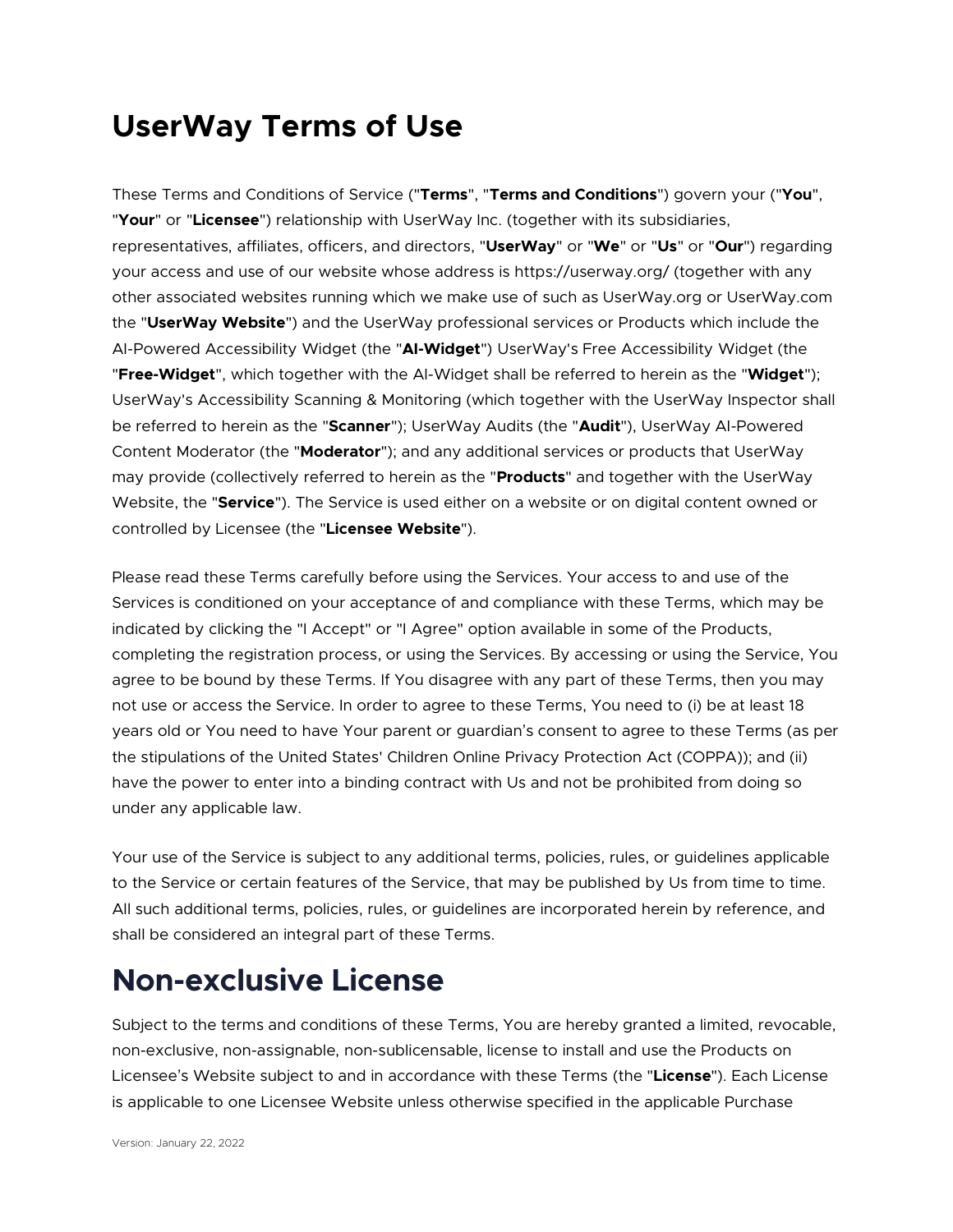# UserWay Terms of Use

These Terms and Conditions of Service ("**Terms**", "**Terms and Conditions**") govern your ("**You**", "**Your**" or "**Licensee**") relationship with UserWay Inc. (together with its subsidiaries, representatives, affiliates, officers, and directors, "**UserWay**" or "**We**" or "**Us**" or "**Our**") regarding your access and use of our website whose address is https://userway.org/ (together with any other associated websites running which we make use of such as UserWay.org or UserWay.com the "**UserWay Website**") and the UserWay professional services or Products which include the AI-Powered Accessibility Widget (the "**AI-Widget**") UserWay's Free Accessibility Widget (the "**Free-Widget**", which together with the AI-Widget shall be referred to herein as the "**Widget**"); UserWay's Accessibility Scanning & Monitoring (which together with the UserWay Inspector shall be referred to herein as the "**Scanner**"); UserWay Audits (the "**Audit**"), UserWay AI-Powered Content Moderator (the "**Moderator**"); and any additional services or products that UserWay may provide (collectively referred to herein as the "**Products**" and together with the UserWay Website, the "**Service**"). The Service is used either on a website or on digital content owned or controlled by Licensee (the "**Licensee Website**").

Please read these Terms carefully before using the Services. Your access to and use of the Services is conditioned on your acceptance of and compliance with these Terms, which may be indicated by clicking the "I Accept" or "I Agree" option available in some of the Products, completing the registration process, or using the Services. By accessing or using the Service, You agree to be bound by these Terms. If You disagree with any part of these Terms, then you may not use or access the Service. In order to agree to these Terms, You need to (i) be at least 18 years old or You need to have Your parent or guardian's consent to agree to these Terms (as per the stipulations of the United States' Children Online Privacy Protection Act (COPPA)); and (ii) have the power to enter into a binding contract with Us and not be prohibited from doing so under any applicable law.

Your use of the Service is subject to any additional terms, policies, rules, or guidelines applicable to the Service or certain features of the Service, that may be published by Us from time to time. All such additional terms, policies, rules, or guidelines are incorporated herein by reference, and shall be considered an integral part of these Terms.

## Non-exclusive License

Subject to the terms and conditions of these Terms, You are hereby granted a limited, revocable, non-exclusive, non-assignable, non-sublicensable, license to install and use the Products on Licensee's Website subject to and in accordance with these Terms (the "**License**"). Each License is applicable to one Licensee Website unless otherwise specified in the applicable Purchase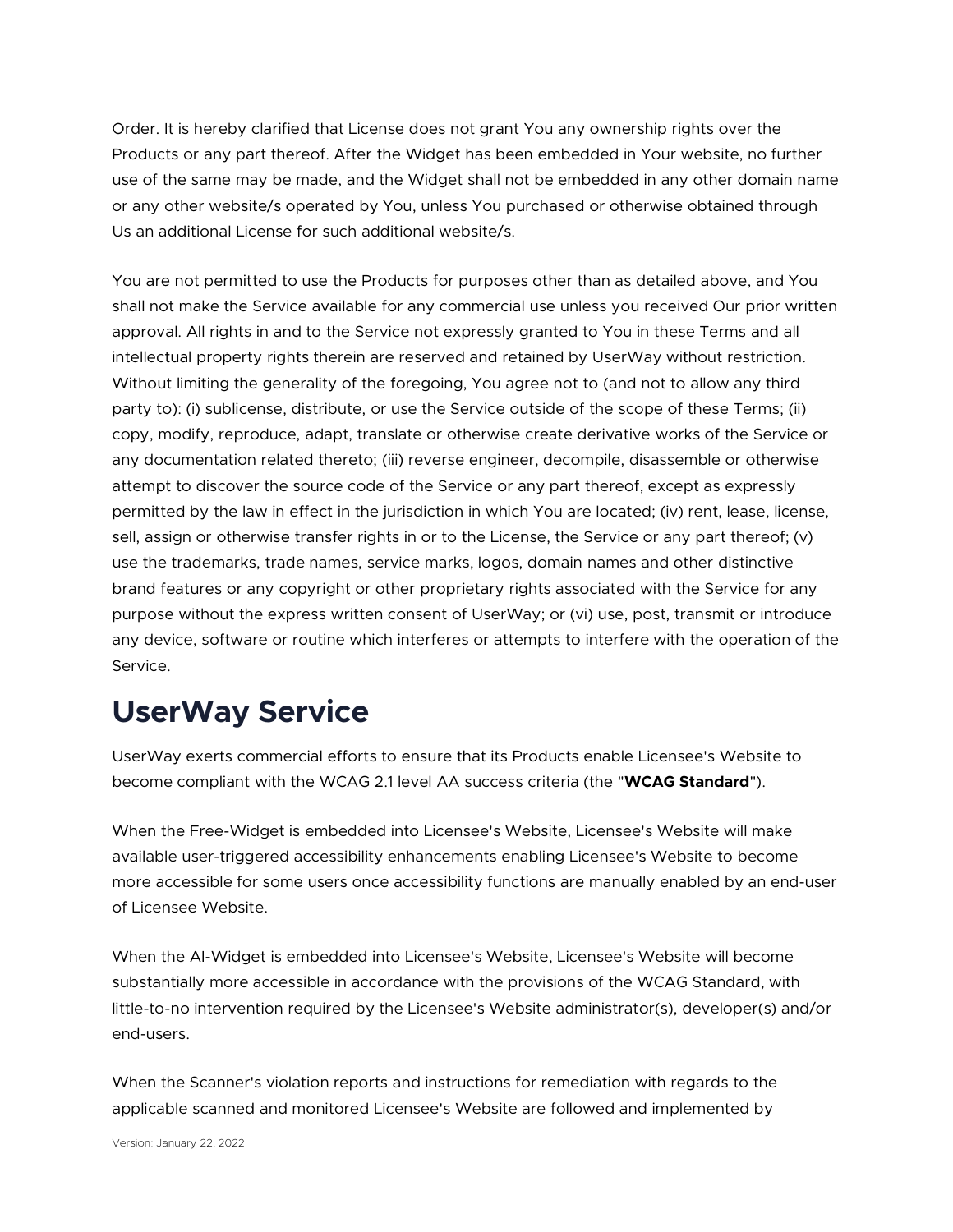Order. It is hereby clarified that License does not grant You any ownership rights over the Products or any part thereof. After the Widget has been embedded in Your website, no further use of the same may be made, and the Widget shall not be embedded in any other domain name or any other website/s operated by You, unless You purchased or otherwise obtained through Us an additional License for such additional website/s.

You are not permitted to use the Products for purposes other than as detailed above, and You shall not make the Service available for any commercial use unless you received Our prior written approval. All rights in and to the Service not expressly granted to You in these Terms and all intellectual property rights therein are reserved and retained by UserWay without restriction. Without limiting the generality of the foregoing, You agree not to (and not to allow any third party to): (i) sublicense, distribute, or use the Service outside of the scope of these Terms; (ii) copy, modify, reproduce, adapt, translate or otherwise create derivative works of the Service or any documentation related thereto; (iii) reverse engineer, decompile, disassemble or otherwise attempt to discover the source code of the Service or any part thereof, except as expressly permitted by the law in effect in the jurisdiction in which You are located; (iv) rent, lease, license, sell, assign or otherwise transfer rights in or to the License, the Service or any part thereof; (v) use the trademarks, trade names, service marks, logos, domain names and other distinctive brand features or any copyright or other proprietary rights associated with the Service for any purpose without the express written consent of UserWay; or (vi) use, post, transmit or introduce any device, software or routine which interferes or attempts to interfere with the operation of the Service.

# UserWay Service

UserWay exerts commercial efforts to ensure that its Products enable Licensee's Website to become compliant with the WCAG 2.1 level AA success criteria (the "**WCAG Standard**").

When the Free-Widget is embedded into Licensee's Website, Licensee's Website will make available user-triggered accessibility enhancements enabling Licensee's Website to become more accessible for some users once accessibility functions are manually enabled by an end-user of Licensee Website.

When the AI-Widget is embedded into Licensee's Website, Licensee's Website will become substantially more accessible in accordance with the provisions of the WCAG Standard, with little-to-no intervention required by the Licensee's Website administrator(s), developer(s) and/or end-users.

When the Scanner's violation reports and instructions for remediation with regards to the applicable scanned and monitored Licensee's Website are followed and implemented by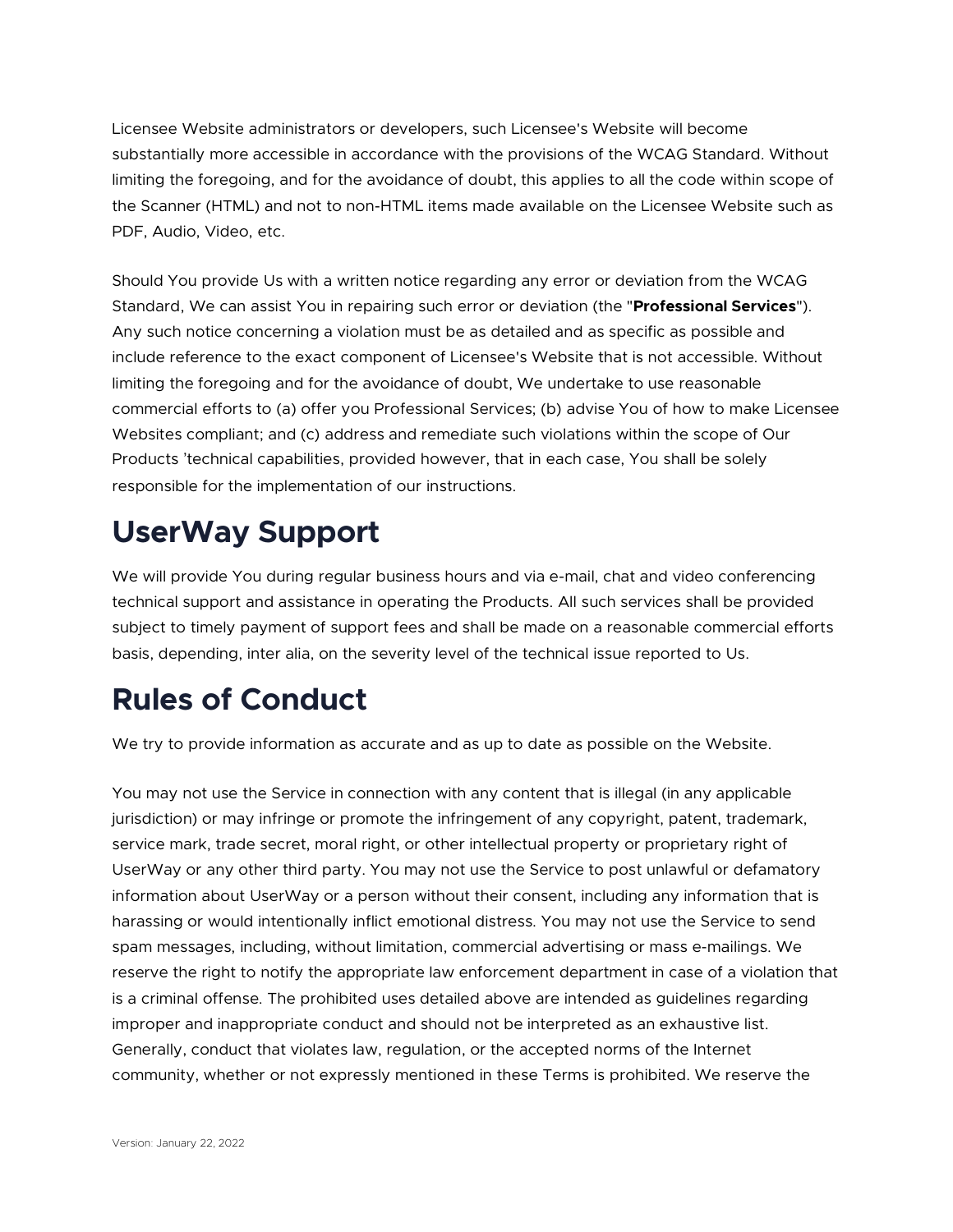Licensee Website administrators or developers, such Licensee's Website will become substantially more accessible in accordance with the provisions of the WCAG Standard. Without limiting the foregoing, and for the avoidance of doubt, this applies to all the code within scope of the Scanner (HTML) and not to non-HTML items made available on the Licensee Website such as PDF, Audio, Video, etc.

Should You provide Us with a written notice regarding any error or deviation from the WCAG Standard, We can assist You in repairing such error or deviation (the "**Professional Services**"). Any such notice concerning a violation must be as detailed and as specific as possible and include reference to the exact component of Licensee's Website that is not accessible. Without limiting the foregoing and for the avoidance of doubt, We undertake to use reasonable commercial efforts to (a) offer you Professional Services; (b) advise You of how to make Licensee Websites compliant; and (c) address and remediate such violations within the scope of Our Products 'technical capabilities, provided however, that in each case, You shall be solely responsible for the implementation of our instructions.

## UserWay Support

We will provide You during regular business hours and via e-mail, chat and video conferencing technical support and assistance in operating the Products. All such services shall be provided subject to timely payment of support fees and shall be made on a reasonable commercial efforts basis, depending, inter alia, on the severity level of the technical issue reported to Us.

## Rules of Conduct

We try to provide information as accurate and as up to date as possible on the Website.

You may not use the Service in connection with any content that is illegal (in any applicable jurisdiction) or may infringe or promote the infringement of any copyright, patent, trademark, service mark, trade secret, moral right, or other intellectual property or proprietary right of UserWay or any other third party. You may not use the Service to post unlawful or defamatory information about UserWay or a person without their consent, including any information that is harassing or would intentionally inflict emotional distress. You may not use the Service to send spam messages, including, without limitation, commercial advertising or mass e-mailings. We reserve the right to notify the appropriate law enforcement department in case of a violation that is a criminal offense. The prohibited uses detailed above are intended as guidelines regarding improper and inappropriate conduct and should not be interpreted as an exhaustive list. Generally, conduct that violates law, regulation, or the accepted norms of the Internet community, whether or not expressly mentioned in these Terms is prohibited. We reserve the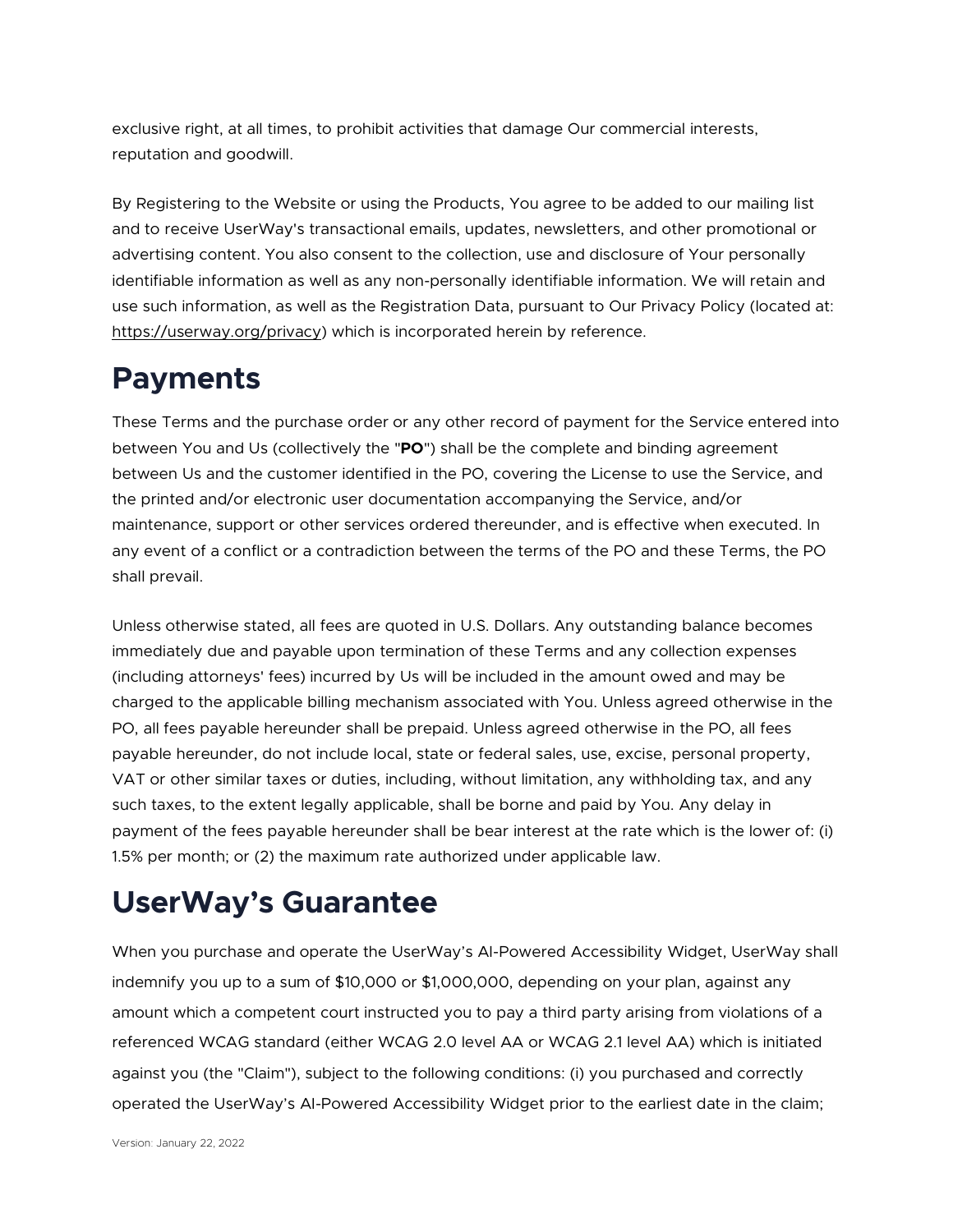exclusive right, at all times, to prohibit activities that damage Our commercial interests, reputation and goodwill.

By Registering to the Website or using the Products, You agree to be added to our mailing list and to receive UserWay's transactional emails, updates, newsletters, and other promotional or advertising content. You also consent to the collection, use and disclosure of Your personally identifiable information as well as any non-personally identifiable information. We will retain and use such information, as well as the Registration Data, pursuant to Our Privacy Policy (located at: https://userway.org/privacy) which is incorporated herein by reference.

# Payments

These Terms and the purchase order or any other record of payment for the Service entered into between You and Us (collectively the "**PO**") shall be the complete and binding agreement between Us and the customer identified in the PO, covering the License to use the Service, and the printed and/or electronic user documentation accompanying the Service, and/or maintenance, support or other services ordered thereunder, and is effective when executed. In any event of a conflict or a contradiction between the terms of the PO and these Terms, the PO shall prevail.

Unless otherwise stated, all fees are quoted in U.S. Dollars. Any outstanding balance becomes immediately due and payable upon termination of these Terms and any collection expenses (including attorneys' fees) incurred by Us will be included in the amount owed and may be charged to the applicable billing mechanism associated with You. Unless agreed otherwise in the PO, all fees payable hereunder shall be prepaid. Unless agreed otherwise in the PO, all fees payable hereunder, do not include local, state or federal sales, use, excise, personal property, VAT or other similar taxes or duties, including, without limitation, any withholding tax, and any such taxes, to the extent legally applicable, shall be borne and paid by You. Any delay in payment of the fees payable hereunder shall be bear interest at the rate which is the lower of: (i) 1.5% per month; or (2) the maximum rate authorized under applicable law.

# UserWay's Guarantee

When you purchase and operate the UserWay's AI-Powered Accessibility Widget, UserWay shall indemnify you up to a sum of $10,000 or $1,000,000, depending on your plan, against any amount which a competent court instructed you to pay a third party arising from violations of a referenced WCAG standard (either WCAG 2.0 level AA or WCAG 2.1 level AA) which is initiated against you (the "Claim"), subject to the following conditions: (i) you purchased and correctly operated the UserWay's AI-Powered Accessibility Widget prior to the earliest date in the claim;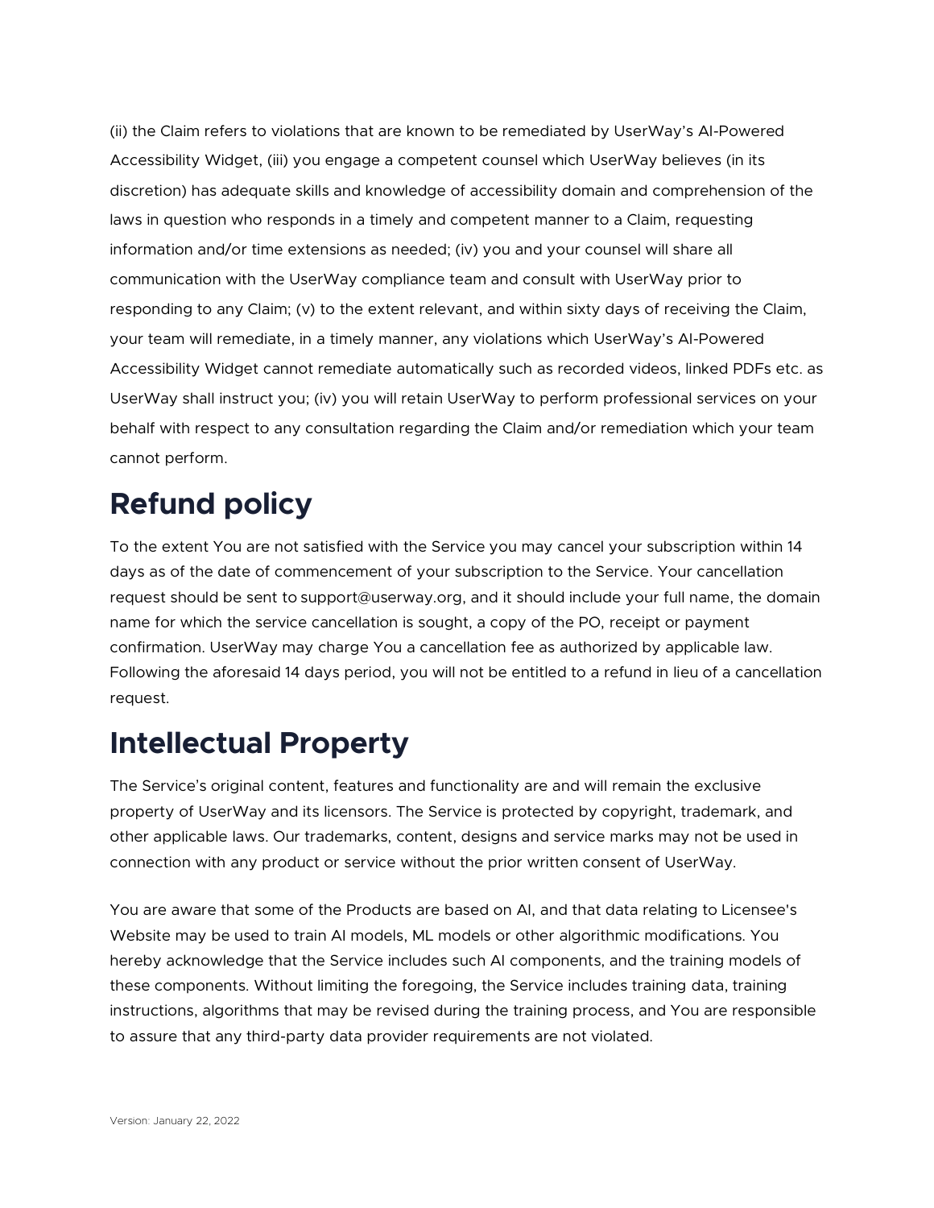(ii) the Claim refers to violations that are known to be remediated by UserWay's AI-Powered Accessibility Widget, (iii) you engage a competent counsel which UserWay believes (in its discretion) has adequate skills and knowledge of accessibility domain and comprehension of the laws in question who responds in a timely and competent manner to a Claim, requesting information and/or time extensions as needed; (iv) you and your counsel will share all communication with the UserWay compliance team and consult with UserWay prior to responding to any Claim; (v) to the extent relevant, and within sixty days of receiving the Claim, your team will remediate, in a timely manner, any violations which UserWay's AI-Powered Accessibility Widget cannot remediate automatically such as recorded videos, linked PDFs etc. as UserWay shall instruct you; (iv) you will retain UserWay to perform professional services on your behalf with respect to any consultation regarding the Claim and/or remediation which your team cannot perform.

# Refund policy

To the extent You are not satisfied with the Service you may cancel your subscription within 14 days as of the date of commencement of your subscription to the Service. Your cancellation request should be sent to support@userway.org, and it should include your full name, the domain name for which the service cancellation is sought, a copy of the PO, receipt or payment confirmation. UserWay may charge You a cancellation fee as authorized by applicable law. Following the aforesaid 14 days period, you will not be entitled to a refund in lieu of a cancellation request.

# Intellectual Property

The Service's original content, features and functionality are and will remain the exclusive property of UserWay and its licensors. The Service is protected by copyright, trademark, and other applicable laws. Our trademarks, content, designs and service marks may not be used in connection with any product or service without the prior written consent of UserWay.

You are aware that some of the Products are based on AI, and that data relating to Licensee's Website may be used to train AI models, ML models or other algorithmic modifications. You hereby acknowledge that the Service includes such AI components, and the training models of these components. Without limiting the foregoing, the Service includes training data, training instructions, algorithms that may be revised during the training process, and You are responsible to assure that any third-party data provider requirements are not violated.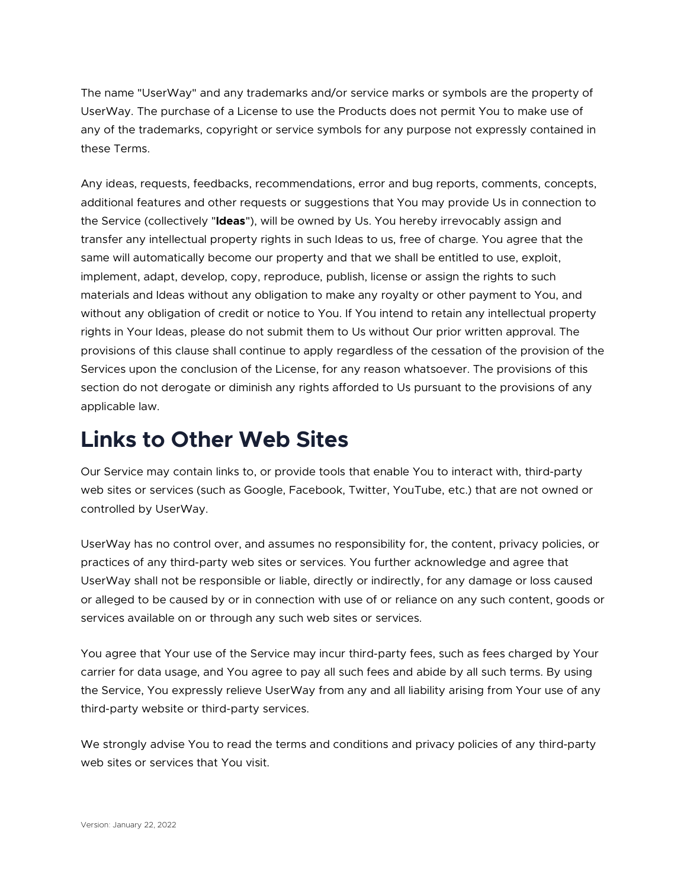The name "UserWay" and any trademarks and/or service marks or symbols are the property of UserWay. The purchase of a License to use the Products does not permit You to make use of any of the trademarks, copyright or service symbols for any purpose not expressly contained in these Terms.

Any ideas, requests, feedbacks, recommendations, error and bug reports, comments, concepts, additional features and other requests or suggestions that You may provide Us in connection to the Service (collectively "**Ideas**"), will be owned by Us. You hereby irrevocably assign and transfer any intellectual property rights in such Ideas to us, free of charge. You agree that the same will automatically become our property and that we shall be entitled to use, exploit, implement, adapt, develop, copy, reproduce, publish, license or assign the rights to such materials and Ideas without any obligation to make any royalty or other payment to You, and without any obligation of credit or notice to You. If You intend to retain any intellectual property rights in Your Ideas, please do not submit them to Us without Our prior written approval. The provisions of this clause shall continue to apply regardless of the cessation of the provision of the Services upon the conclusion of the License, for any reason whatsoever. The provisions of this section do not derogate or diminish any rights afforded to Us pursuant to the provisions of any applicable law.

# Links to Other Web Sites

Our Service may contain links to, or provide tools that enable You to interact with, third-party web sites or services (such as Google, Facebook, Twitter, YouTube, etc.) that are not owned or controlled by UserWay.

UserWay has no control over, and assumes no responsibility for, the content, privacy policies, or practices of any third-party web sites or services. You further acknowledge and agree that UserWay shall not be responsible or liable, directly or indirectly, for any damage or loss caused or alleged to be caused by or in connection with use of or reliance on any such content, goods or services available on or through any such web sites or services.

You agree that Your use of the Service may incur third-party fees, such as fees charged by Your carrier for data usage, and You agree to pay all such fees and abide by all such terms. By using the Service, You expressly relieve UserWay from any and all liability arising from Your use of any third-party website or third-party services.

We strongly advise You to read the terms and conditions and privacy policies of any third-party web sites or services that You visit.

Version: January 22, 2022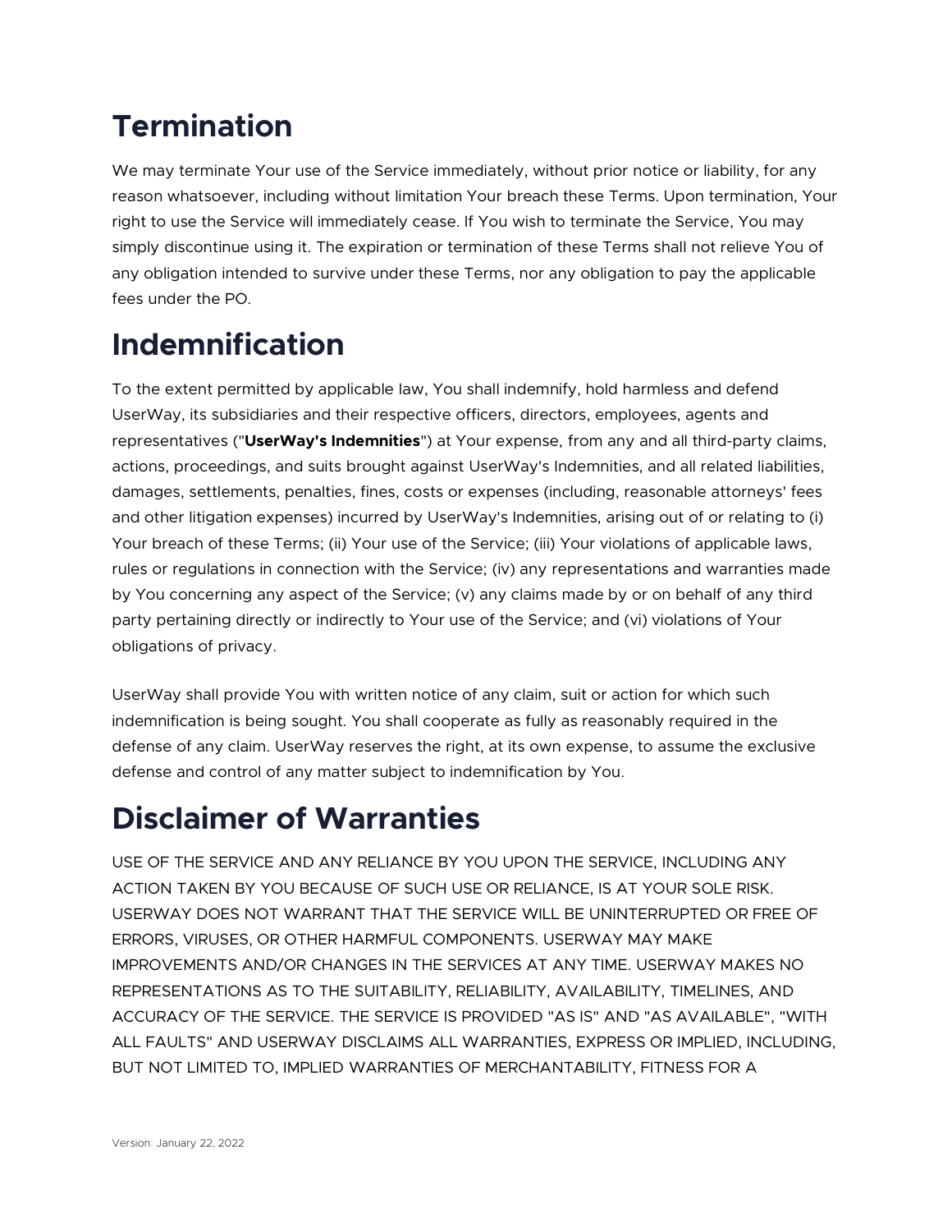# Termination

We may terminate Your use of the Service immediately, without prior notice or liability, for any reason whatsoever, including without limitation Your breach these Terms. Upon termination, Your right to use the Service will immediately cease. If You wish to terminate the Service, You may simply discontinue using it. The expiration or termination of these Terms shall not relieve You of any obligation intended to survive under these Terms, nor any obligation to pay the applicable fees under the PO.

# Indemnification

To the extent permitted by applicable law, You shall indemnify, hold harmless and defend UserWay, its subsidiaries and their respective officers, directors, employees, agents and representatives ("**UserWay's Indemnities**") at Your expense, from any and all third-party claims, actions, proceedings, and suits brought against UserWay's Indemnities, and all related liabilities, damages, settlements, penalties, fines, costs or expenses (including, reasonable attorneys' fees and other litigation expenses) incurred by UserWay's Indemnities, arising out of or relating to (i) Your breach of these Terms; (ii) Your use of the Service; (iii) Your violations of applicable laws, rules or regulations in connection with the Service; (iv) any representations and warranties made by You concerning any aspect of the Service; (v) any claims made by or on behalf of any third party pertaining directly or indirectly to Your use of the Service; and (vi) violations of Your obligations of privacy.

UserWay shall provide You with written notice of any claim, suit or action for which such indemnification is being sought. You shall cooperate as fully as reasonably required in the defense of any claim. UserWay reserves the right, at its own expense, to assume the exclusive defense and control of any matter subject to indemnification by You.

# Disclaimer of Warranties

USE OF THE SERVICE AND ANY RELIANCE BY YOU UPON THE SERVICE, INCLUDING ANY ACTION TAKEN BY YOU BECAUSE OF SUCH USE OR RELIANCE, IS AT YOUR SOLE RISK. USERWAY DOES NOT WARRANT THAT THE SERVICE WILL BE UNINTERRUPTED OR FREE OF ERRORS, VIRUSES, OR OTHER HARMFUL COMPONENTS. USERWAY MAY MAKE IMPROVEMENTS AND/OR CHANGES IN THE SERVICES AT ANY TIME. USERWAY MAKES NO REPRESENTATIONS AS TO THE SUITABILITY, RELIABILITY, AVAILABILITY, TIMELINES, AND ACCURACY OF THE SERVICE. THE SERVICE IS PROVIDED "AS IS" AND "AS AVAILABLE", "WITH ALL FAULTS" AND USERWAY DISCLAIMS ALL WARRANTIES, EXPRESS OR IMPLIED, INCLUDING, BUT NOT LIMITED TO, IMPLIED WARRANTIES OF MERCHANTABILITY, FITNESS FOR A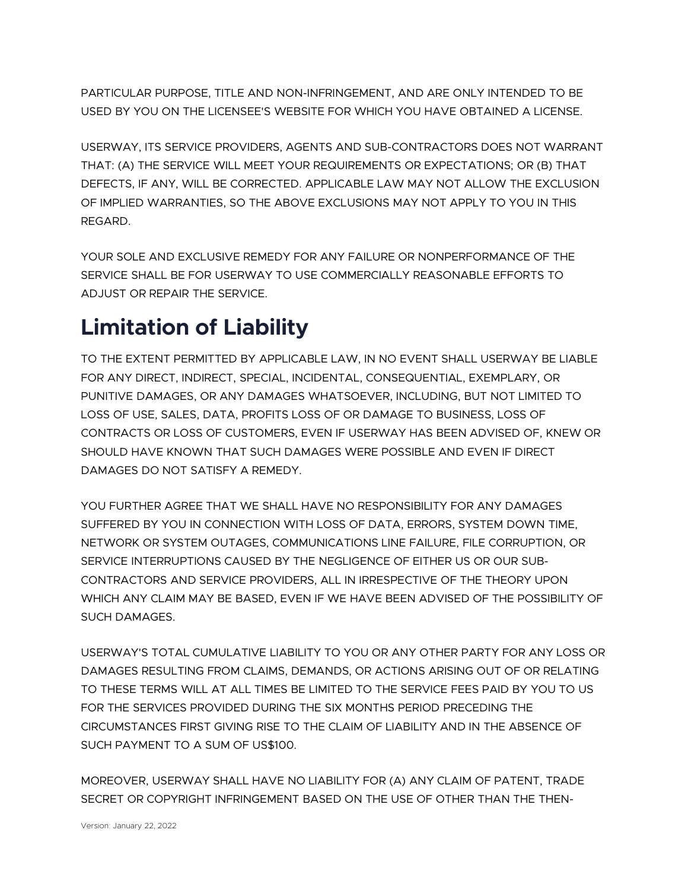PARTICULAR PURPOSE, TITLE AND NON-INFRINGEMENT, AND ARE ONLY INTENDED TO BE USED BY YOU ON THE LICENSEE'S WEBSITE FOR WHICH YOU HAVE OBTAINED A LICENSE.

USERWAY, ITS SERVICE PROVIDERS, AGENTS AND SUB-CONTRACTORS DOES NOT WARRANT THAT: (A) THE SERVICE WILL MEET YOUR REQUIREMENTS OR EXPECTATIONS; OR (B) THAT DEFECTS, IF ANY, WILL BE CORRECTED. APPLICABLE LAW MAY NOT ALLOW THE EXCLUSION OF IMPLIED WARRANTIES, SO THE ABOVE EXCLUSIONS MAY NOT APPLY TO YOU IN THIS REGARD.

YOUR SOLE AND EXCLUSIVE REMEDY FOR ANY FAILURE OR NONPERFORMANCE OF THE SERVICE SHALL BE FOR USERWAY TO USE COMMERCIALLY REASONABLE EFFORTS TO ADJUST OR REPAIR THE SERVICE.

# Limitation of Liability

TO THE EXTENT PERMITTED BY APPLICABLE LAW, IN NO EVENT SHALL USERWAY BE LIABLE FOR ANY DIRECT, INDIRECT, SPECIAL, INCIDENTAL, CONSEQUENTIAL, EXEMPLARY, OR PUNITIVE DAMAGES, OR ANY DAMAGES WHATSOEVER, INCLUDING, BUT NOT LIMITED TO LOSS OF USE, SALES, DATA, PROFITS LOSS OF OR DAMAGE TO BUSINESS, LOSS OF CONTRACTS OR LOSS OF CUSTOMERS, EVEN IF USERWAY HAS BEEN ADVISED OF, KNEW OR SHOULD HAVE KNOWN THAT SUCH DAMAGES WERE POSSIBLE AND EVEN IF DIRECT DAMAGES DO NOT SATISFY A REMEDY.

YOU FURTHER AGREE THAT WE SHALL HAVE NO RESPONSIBILITY FOR ANY DAMAGES SUFFERED BY YOU IN CONNECTION WITH LOSS OF DATA, ERRORS, SYSTEM DOWN TIME, NETWORK OR SYSTEM OUTAGES, COMMUNICATIONS LINE FAILURE, FILE CORRUPTION, OR SERVICE INTERRUPTIONS CAUSED BY THE NEGLIGENCE OF EITHER US OR OUR SUB-CONTRACTORS AND SERVICE PROVIDERS, ALL IN IRRESPECTIVE OF THE THEORY UPON WHICH ANY CLAIM MAY BE BASED, EVEN IF WE HAVE BEEN ADVISED OF THE POSSIBILITY OF SUCH DAMAGES.

USERWAY'S TOTAL CUMULATIVE LIABILITY TO YOU OR ANY OTHER PARTY FOR ANY LOSS OR DAMAGES RESULTING FROM CLAIMS, DEMANDS, OR ACTIONS ARISING OUT OF OR RELATING TO THESE TERMS WILL AT ALL TIMES BE LIMITED TO THE SERVICE FEES PAID BY YOU TO US FOR THE SERVICES PROVIDED DURING THE SIX MONTHS PERIOD PRECEDING THE CIRCUMSTANCES FIRST GIVING RISE TO THE CLAIM OF LIABILITY AND IN THE ABSENCE OF SUCH PAYMENT TO A SUM OF US$100.

MOREOVER, USERWAY SHALL HAVE NO LIABILITY FOR (A) ANY CLAIM OF PATENT, TRADE SECRET OR COPYRIGHT INFRINGEMENT BASED ON THE USE OF OTHER THAN THE THEN-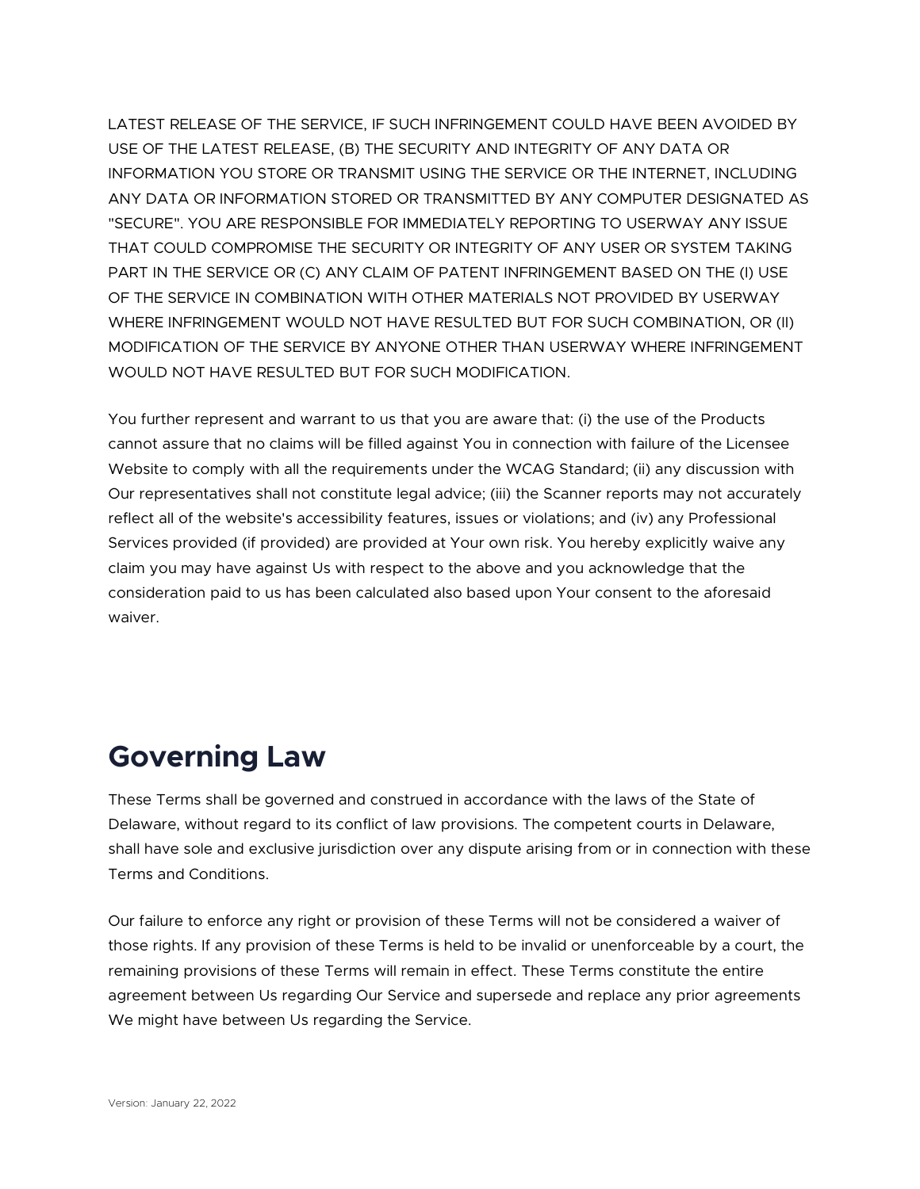LATEST RELEASE OF THE SERVICE, IF SUCH INFRINGEMENT COULD HAVE BEEN AVOIDED BY USE OF THE LATEST RELEASE, (B) THE SECURITY AND INTEGRITY OF ANY DATA OR INFORMATION YOU STORE OR TRANSMIT USING THE SERVICE OR THE INTERNET, INCLUDING ANY DATA OR INFORMATION STORED OR TRANSMITTED BY ANY COMPUTER DESIGNATED AS "SECURE". YOU ARE RESPONSIBLE FOR IMMEDIATELY REPORTING TO USERWAY ANY ISSUE THAT COULD COMPROMISE THE SECURITY OR INTEGRITY OF ANY USER OR SYSTEM TAKING PART IN THE SERVICE OR (C) ANY CLAIM OF PATENT INFRINGEMENT BASED ON THE (I) USE OF THE SERVICE IN COMBINATION WITH OTHER MATERIALS NOT PROVIDED BY USERWAY WHERE INFRINGEMENT WOULD NOT HAVE RESULTED BUT FOR SUCH COMBINATION, OR (II) MODIFICATION OF THE SERVICE BY ANYONE OTHER THAN USERWAY WHERE INFRINGEMENT WOULD NOT HAVE RESULTED BUT FOR SUCH MODIFICATION.

You further represent and warrant to us that you are aware that: (i) the use of the Products cannot assure that no claims will be filled against You in connection with failure of the Licensee Website to comply with all the requirements under the WCAG Standard; (ii) any discussion with Our representatives shall not constitute legal advice; (iii) the Scanner reports may not accurately reflect all of the website's accessibility features, issues or violations; and (iv) any Professional Services provided (if provided) are provided at Your own risk. You hereby explicitly waive any claim you may have against Us with respect to the above and you acknowledge that the consideration paid to us has been calculated also based upon Your consent to the aforesaid waiver.

## Governing Law

These Terms shall be governed and construed in accordance with the laws of the State of Delaware, without regard to its conflict of law provisions. The competent courts in Delaware, shall have sole and exclusive jurisdiction over any dispute arising from or in connection with these Terms and Conditions.

Our failure to enforce any right or provision of these Terms will not be considered a waiver of those rights. If any provision of these Terms is held to be invalid or unenforceable by a court, the remaining provisions of these Terms will remain in effect. These Terms constitute the entire agreement between Us regarding Our Service and supersede and replace any prior agreements We might have between Us regarding the Service.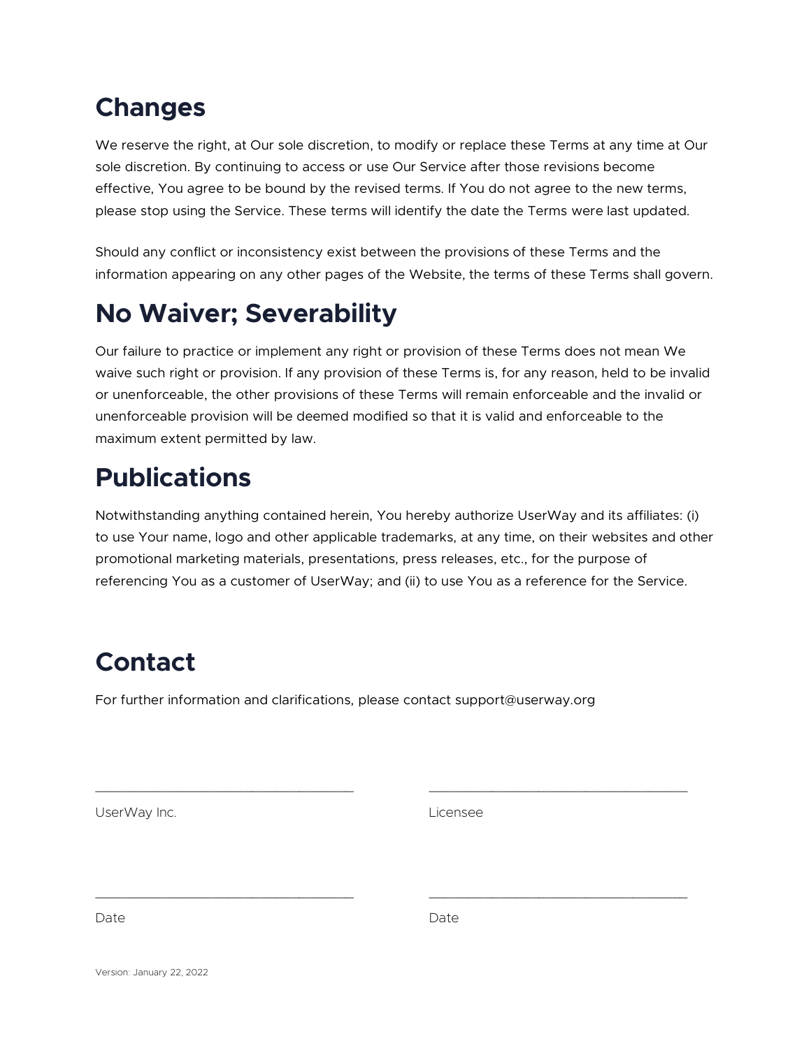## Changes

We reserve the right, at Our sole discretion, to modify or replace these Terms at any time at Our sole discretion. By continuing to access or use Our Service after those revisions become effective, You agree to be bound by the revised terms. If You do not agree to the new terms, please stop using the Service. These terms will identify the date the Terms were last updated.

Should any conflict or inconsistency exist between the provisions of these Terms and the information appearing on any other pages of the Website, the terms of these Terms shall govern.

## No Waiver; Severability

Our failure to practice or implement any right or provision of these Terms does not mean We waive such right or provision. If any provision of these Terms is, for any reason, held to be invalid or unenforceable, the other provisions of these Terms will remain enforceable and the invalid or unenforceable provision will be deemed modified so that it is valid and enforceable to the maximum extent permitted by law.

## Publications

Notwithstanding anything contained herein, You hereby authorize UserWay and its affiliates: (i) to use Your name, logo and other applicable trademarks, at any time, on their websites and other promotional marketing materials, presentations, press releases, etc., for the purpose of referencing You as a customer of UserWay; and (ii) to use You as a reference for the Service.

## Contact

For further information and clarifications, please contact support@userway.org

___________________________________

UserWay Inc.

___________________________________

Date

___________________________________

Licensee

___________________________________

Date

Version: January 22, 2022